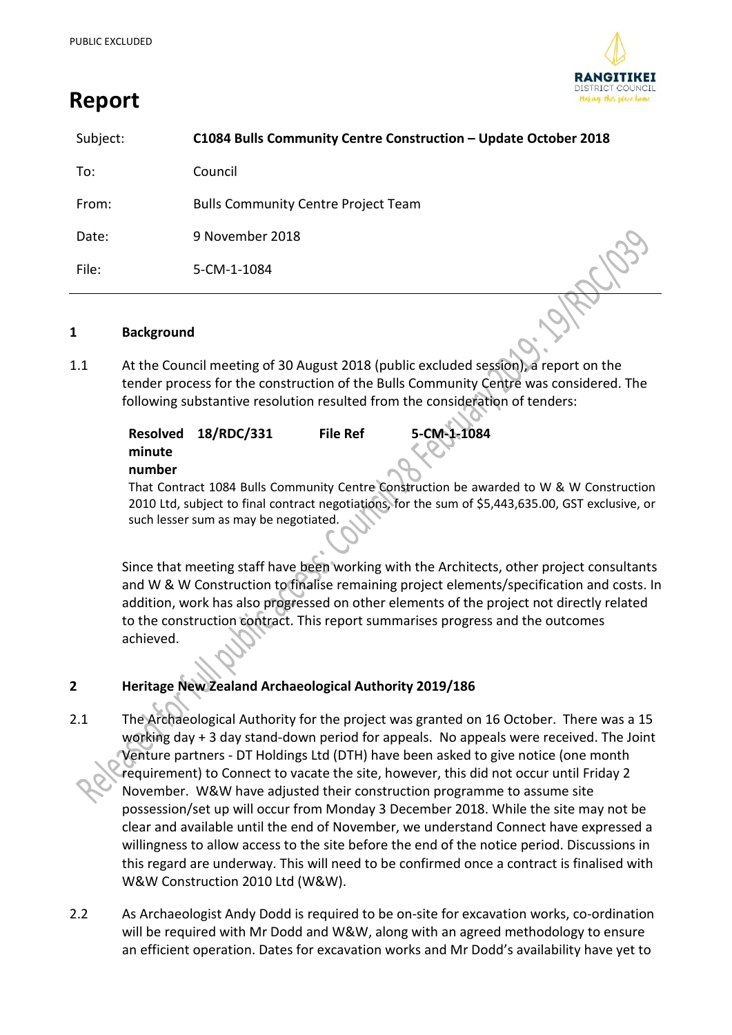PUBLIC EXCLUDED

# Report

| | |
|---|---|
| Subject: | **C1084 Bulls Community Centre Construction – Update October 2018** |
| To: | Council |
| From: | Bulls Community Centre Project Team |
| Date: | 9 November 2018 |
| File: | 5-CM-1-1084 |

Release for full public access: Council 28 February 2019: 19/RDC/039

## 1 Background

1.1 At the Council meeting of 30 August 2018 (public excluded session), a report on the tender process for the construction of the Bulls Community Centre was considered. The following substantive resolution resulted from the consideration of tenders:

> **Resolved minute number** **18/RDC/331** **File Ref** **5-CM-1-1084**
>
> That Contract 1084 Bulls Community Centre Construction be awarded to W & W Construction 2010 Ltd, subject to final contract negotiations, for the sum of $5,443,635.00, GST exclusive, or such lesser sum as may be negotiated.

Since that meeting staff have been working with the Architects, other project consultants and W & W Construction to finalise remaining project elements/specification and costs. In addition, work has also progressed on other elements of the project not directly related to the construction contract. This report summarises progress and the outcomes achieved.

## 2 Heritage New Zealand Archaeological Authority 2019/186

2.1 The Archaeological Authority for the project was granted on 16 October. There was a 15 working day + 3 day stand-down period for appeals. No appeals were received. The Joint Venture partners - DT Holdings Ltd (DTH) have been asked to give notice (one month requirement) to Connect to vacate the site, however, this did not occur until Friday 2 November. W&W have adjusted their construction programme to assume site possession/set up will occur from Monday 3 December 2018. While the site may not be clear and available until the end of November, we understand Connect have expressed a willingness to allow access to the site before the end of the notice period. Discussions in this regard are underway. This will need to be confirmed once a contract is finalised with W&W Construction 2010 Ltd (W&W).

2.2 As Archaeologist Andy Dodd is required to be on-site for excavation works, co-ordination will be required with Mr Dodd and W&W, along with an agreed methodology to ensure an efficient operation. Dates for excavation works and Mr Dodd's availability have yet to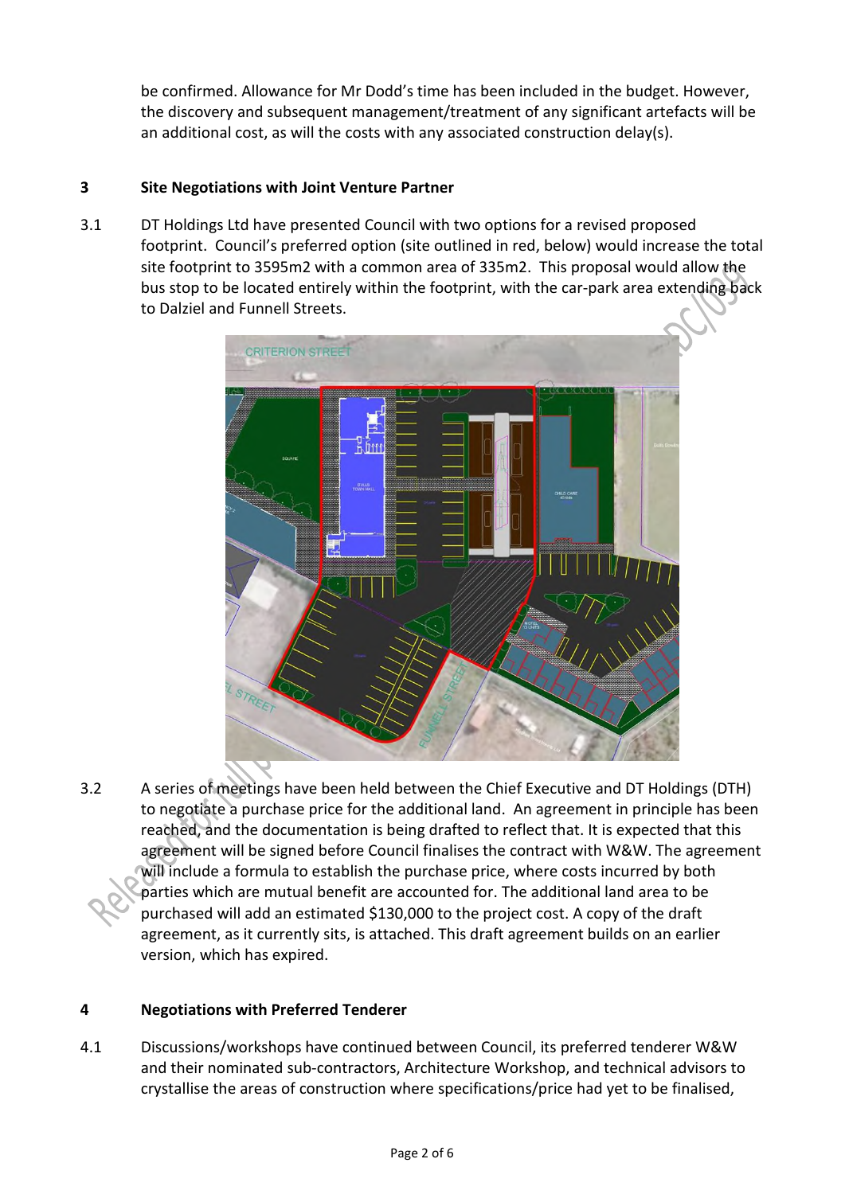be confirmed. Allowance for Mr Dodd's time has been included in the budget. However, the discovery and subsequent management/treatment of any significant artefacts will be an additional cost, as will the costs with any associated construction delay(s).

## 3 Site Negotiations with Joint Venture Partner

3.1 DT Holdings Ltd have presented Council with two options for a revised proposed footprint. Council's preferred option (site outlined in red, below) would increase the total site footprint to 3595m2 with a common area of 335m2. This proposal would allow the bus stop to be located entirely within the footprint, with the car-park area extending back to Dalziel and Funnell Streets.

3.2 A series of meetings have been held between the Chief Executive and DT Holdings (DTH) to negotiate a purchase price for the additional land. An agreement in principle has been reached, and the documentation is being drafted to reflect that. It is expected that this agreement will be signed before Council finalises the contract with W&W. The agreement will include a formula to establish the purchase price, where costs incurred by both parties which are mutual benefit are accounted for. The additional land area to be purchased will add an estimated $130,000 to the project cost. A copy of the draft agreement, as it currently sits, is attached. This draft agreement builds on an earlier version, which has expired.

## 4 Negotiations with Preferred Tenderer

4.1 Discussions/workshops have continued between Council, its preferred tenderer W&W and their nominated sub-contractors, Architecture Workshop, and technical advisors to crystallise the areas of construction where specifications/price had yet to be finalised,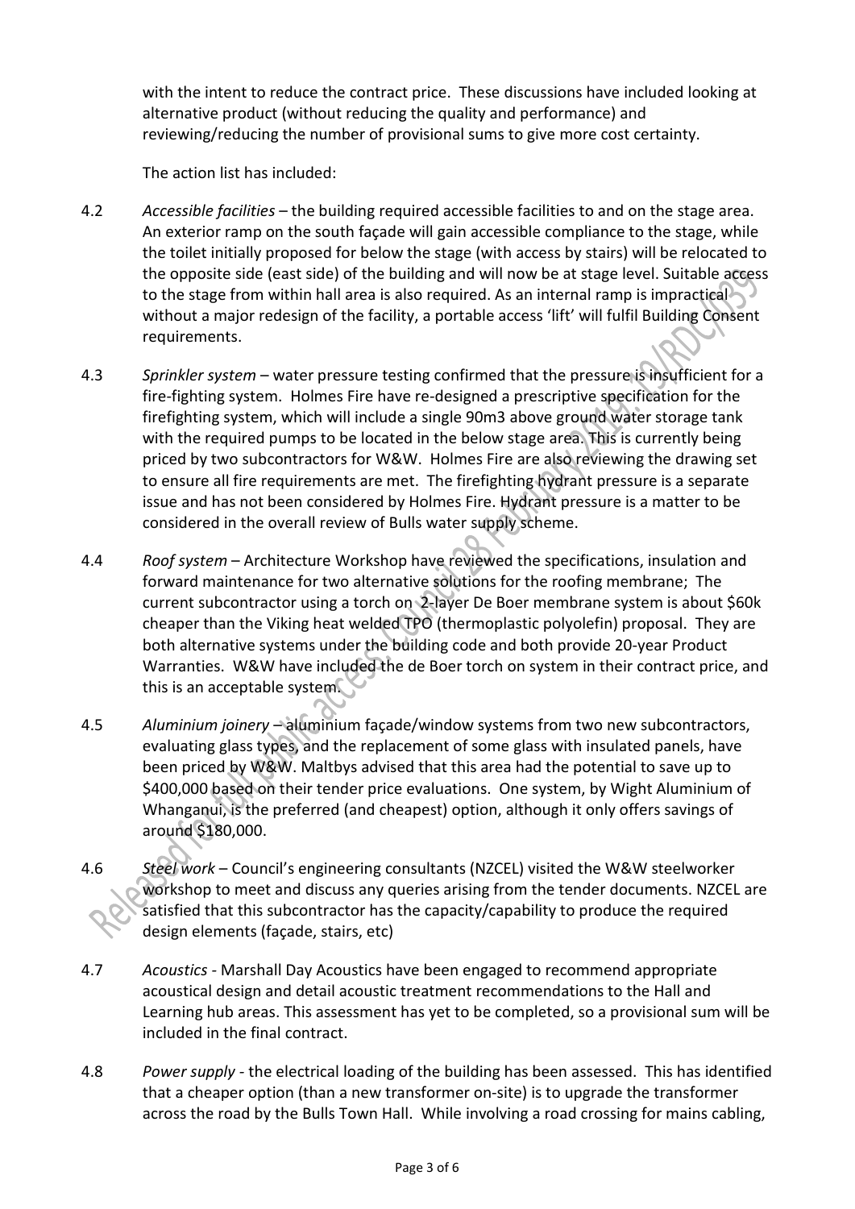with the intent to reduce the contract price. These discussions have included looking at alternative product (without reducing the quality and performance) and reviewing/reducing the number of provisional sums to give more cost certainty.

The action list has included:

4.2 *Accessible facilities* – the building required accessible facilities to and on the stage area. An exterior ramp on the south façade will gain accessible compliance to the stage, while the toilet initially proposed for below the stage (with access by stairs) will be relocated to the opposite side (east side) of the building and will now be at stage level. Suitable access to the stage from within hall area is also required. As an internal ramp is impractical without a major redesign of the facility, a portable access 'lift' will fulfil Building Consent requirements.

4.3 *Sprinkler system* – water pressure testing confirmed that the pressure is insufficient for a fire-fighting system. Holmes Fire have re-designed a prescriptive specification for the firefighting system, which will include a single 90m3 above ground water storage tank with the required pumps to be located in the below stage area. This is currently being priced by two subcontractors for W&W. Holmes Fire are also reviewing the drawing set to ensure all fire requirements are met. The firefighting hydrant pressure is a separate issue and has not been considered by Holmes Fire. Hydrant pressure is a matter to be considered in the overall review of Bulls water supply scheme.

4.4 *Roof system* – Architecture Workshop have reviewed the specifications, insulation and forward maintenance for two alternative solutions for the roofing membrane; The current subcontractor using a torch on 2-layer De Boer membrane system is about $60k cheaper than the Viking heat welded TPO (thermoplastic polyolefin) proposal. They are both alternative systems under the building code and both provide 20-year Product Warranties. W&W have included the de Boer torch on system in their contract price, and this is an acceptable system.

4.5 *Aluminium joinery* – aluminium façade/window systems from two new subcontractors, evaluating glass types, and the replacement of some glass with insulated panels, have been priced by W&W. Maltbys advised that this area had the potential to save up to $400,000 based on their tender price evaluations. One system, by Wight Aluminium of Whanganui, is the preferred (and cheapest) option, although it only offers savings of around $180,000.

4.6 *Steel work* – Council's engineering consultants (NZCEL) visited the W&W steelworker workshop to meet and discuss any queries arising from the tender documents. NZCEL are satisfied that this subcontractor has the capacity/capability to produce the required design elements (façade, stairs, etc)

4.7 *Acoustics* - Marshall Day Acoustics have been engaged to recommend appropriate acoustical design and detail acoustic treatment recommendations to the Hall and Learning hub areas. This assessment has yet to be completed, so a provisional sum will be included in the final contract.

4.8 *Power supply* - the electrical loading of the building has been assessed. This has identified that a cheaper option (than a new transformer on-site) is to upgrade the transformer across the road by the Bulls Town Hall. While involving a road crossing for mains cabling,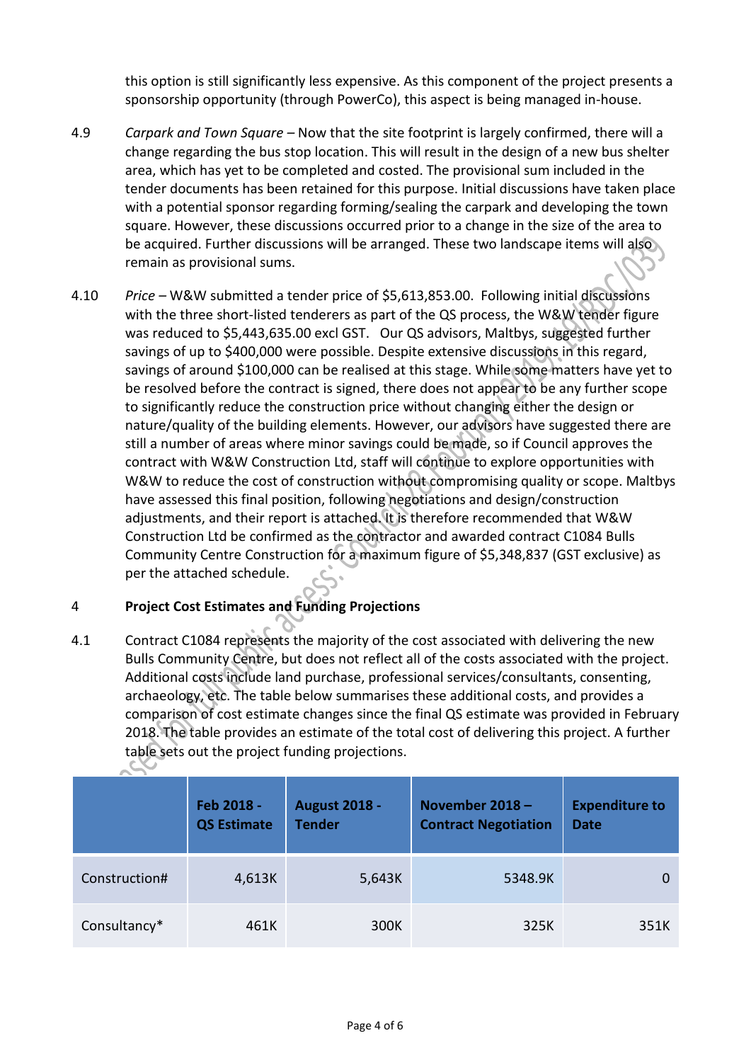this option is still significantly less expensive. As this component of the project presents a sponsorship opportunity (through PowerCo), this aspect is being managed in-house.

4.9 *Carpark and Town Square* – Now that the site footprint is largely confirmed, there will a change regarding the bus stop location. This will result in the design of a new bus shelter area, which has yet to be completed and costed. The provisional sum included in the tender documents has been retained for this purpose. Initial discussions have taken place with a potential sponsor regarding forming/sealing the carpark and developing the town square. However, these discussions occurred prior to a change in the size of the area to be acquired. Further discussions will be arranged. These two landscape items will also remain as provisional sums.

4.10 *Price* – W&W submitted a tender price of $5,613,853.00. Following initial discussions with the three short-listed tenderers as part of the QS process, the W&W tender figure was reduced to $5,443,635.00 excl GST. Our QS advisors, Maltbys, suggested further savings of up to $400,000 were possible. Despite extensive discussions in this regard, savings of around $100,000 can be realised at this stage. While some matters have yet to be resolved before the contract is signed, there does not appear to be any further scope to significantly reduce the construction price without changing either the design or nature/quality of the building elements. However, our advisors have suggested there are still a number of areas where minor savings could be made, so if Council approves the contract with W&W Construction Ltd, staff will continue to explore opportunities with W&W to reduce the cost of construction without compromising quality or scope. Maltbys have assessed this final position, following negotiations and design/construction adjustments, and their report is attached. It is therefore recommended that W&W Construction Ltd be confirmed as the contractor and awarded contract C1084 Bulls Community Centre Construction for a maximum figure of $5,348,837 (GST exclusive) as per the attached schedule.

## 4 Project Cost Estimates and Funding Projections

4.1 Contract C1084 represents the majority of the cost associated with delivering the new Bulls Community Centre, but does not reflect all of the costs associated with the project. Additional costs include land purchase, professional services/consultants, consenting, archaeology, etc. The table below summarises these additional costs, and provides a comparison of cost estimate changes since the final QS estimate was provided in February 2018. The table provides an estimate of the total cost of delivering this project. A further table sets out the project funding projections.

| | Feb 2018 - QS Estimate | August 2018 - Tender | November 2018 – Contract Negotiation | Expenditure to Date |
|---|---|---|---|---|
| Construction# | 4,613K | 5,643K | 5348.9K | 0 |
| Consultancy* | 461K | 300K | 325K | 351K |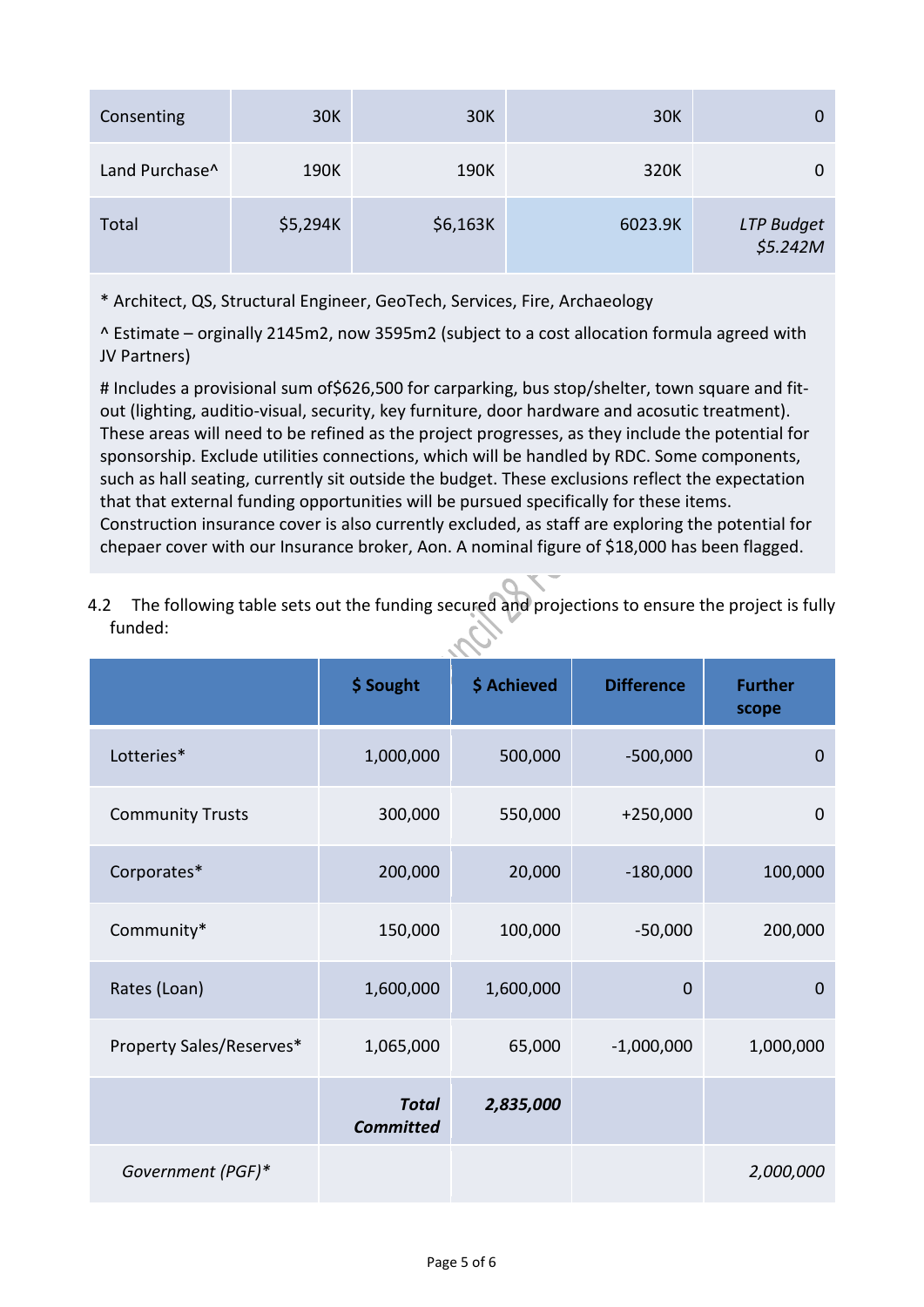| | | | | |
|---|---|---|---|---|
| Consenting | 30K | 30K | 30K | 0 |
| Land Purchase^ | 190K | 190K | 320K | 0 |
| Total | $5,294K | $6,163K | 6023.9K | *LTP Budget $5.242M* |

\* Architect, QS, Structural Engineer, GeoTech, Services, Fire, Archaeology

^ Estimate – orginally 2145m2, now 3595m2 (subject to a cost allocation formula agreed with JV Partners)

# Includes a provisional sum of$626,500 for carparking, bus stop/shelter, town square and fit-out (lighting, auditio-visual, security, key furniture, door hardware and acosutic treatment). These areas will need to be refined as the project progresses, as they include the potential for sponsorship. Exclude utilities connections, which will be handled by RDC. Some components, such as hall seating, currently sit outside the budget. These exclusions reflect the expectation that that external funding opportunities will be pursued specifically for these items. Construction insurance cover is also currently excluded, as staff are exploring the potential for chepaer cover with our Insurance broker, Aon. A nominal figure of $18,000 has been flagged.

4.2 The following table sets out the funding secured and projections to ensure the project is fully funded:

| | $ Sought | $ Achieved | Difference | Further scope |
|---|---|---|---|---|
| Lotteries* | 1,000,000 | 500,000 | -500,000 | 0 |
| Community Trusts | 300,000 | 550,000 | +250,000 | 0 |
| Corporates* | 200,000 | 20,000 | -180,000 | 100,000 |
| Community* | 150,000 | 100,000 | -50,000 | 200,000 |
| Rates (Loan) | 1,600,000 | 1,600,000 | 0 | 0 |
| Property Sales/Reserves* | 1,065,000 | 65,000 | -1,000,000 | 1,000,000 |
| | ***Total Committed*** | ***2,835,000*** | | |
| *Government (PGF)** | | | | *2,000,000* |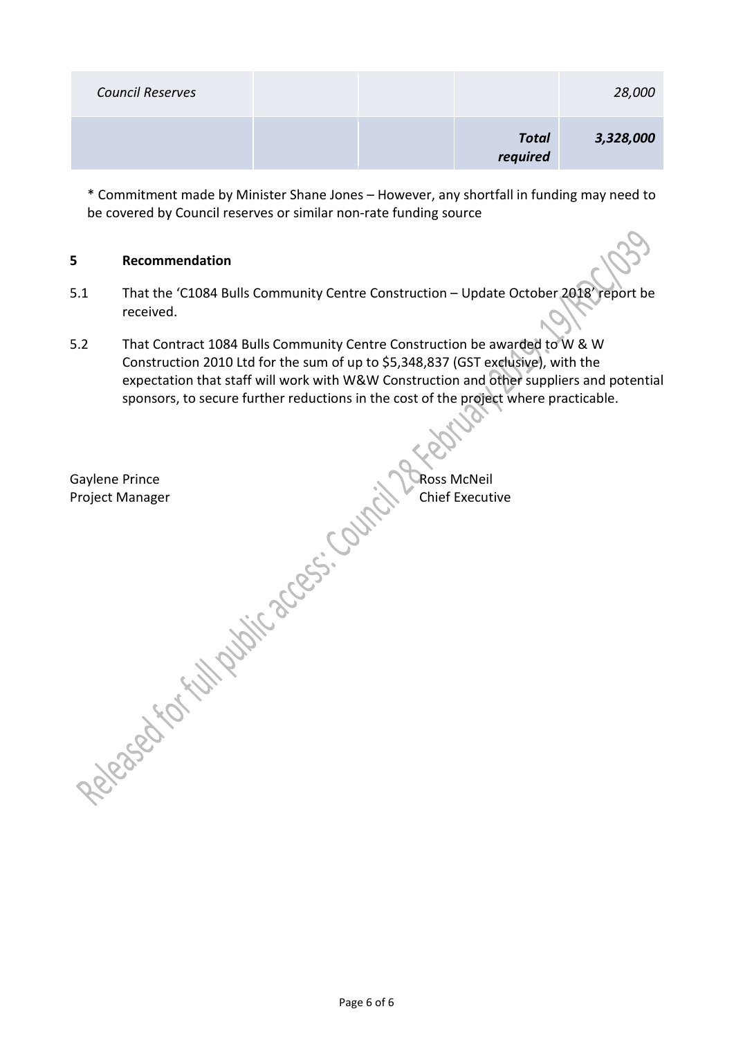| | | | | |
|---|---|---|---|---|
| *Council Reserves* | | | | *28,000* |
| | | | ***Total required*** | ***3,328,000*** |

\* Commitment made by Minister Shane Jones – However, any shortfall in funding may need to be covered by Council reserves or similar non-rate funding source

## 5 Recommendation

5.1 That the 'C1084 Bulls Community Centre Construction – Update October 2018' report be received.

5.2 That Contract 1084 Bulls Community Centre Construction be awarded to W & W Construction 2010 Ltd for the sum of up to $5,348,837 (GST exclusive), with the expectation that staff will work with W&W Construction and other suppliers and potential sponsors, to secure further reductions in the cost of the project where practicable.

Gaylene Prince
Project Manager

Ross McNeil
Chief Executive

Released for full public access: Council 28 February 2019. 19/RDC/039